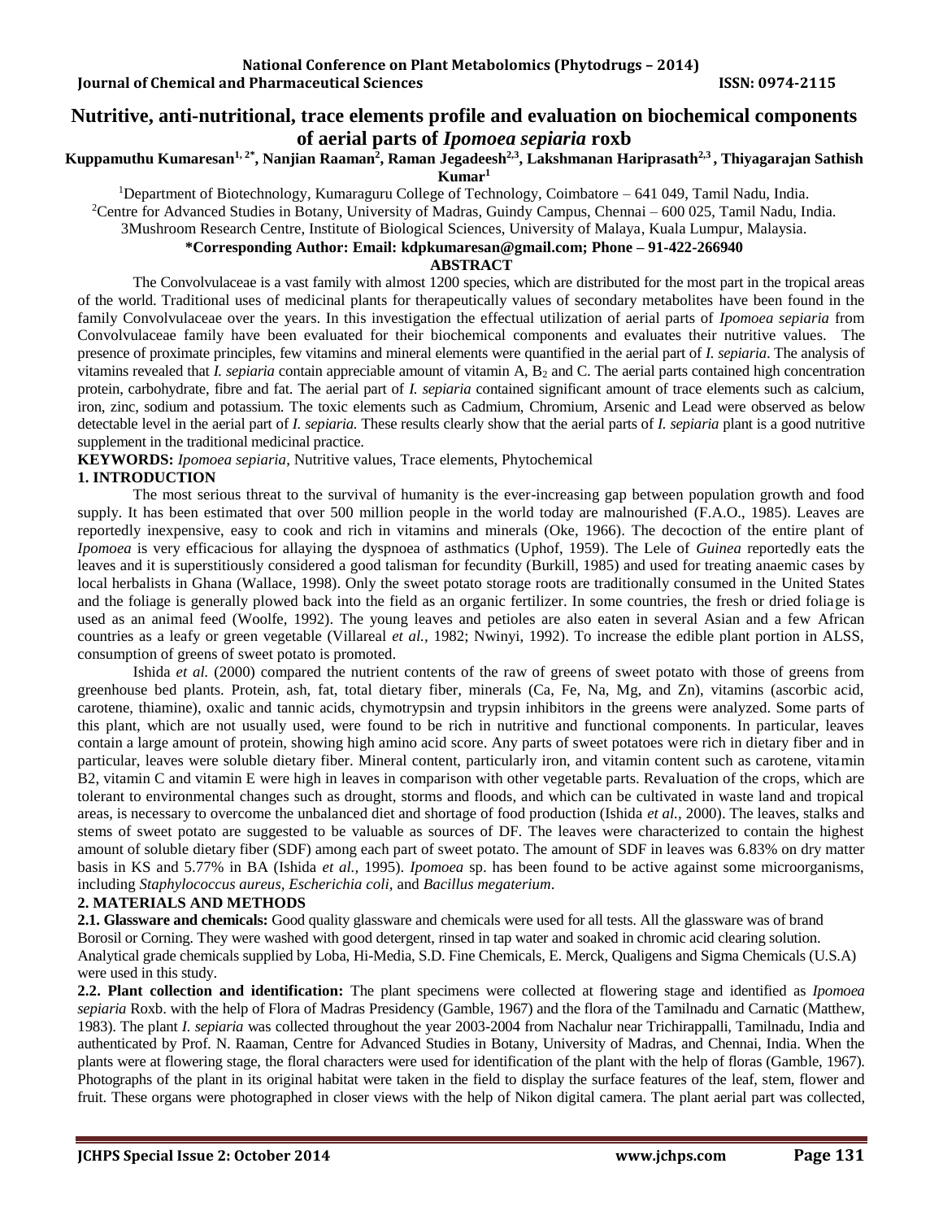# Nutritive, anti-nutritional, trace elements profile and evaluation on biochemical components of aerial parts of *Ipomoea sepiaria* roxb

**Kuppamuthu Kumaresan[1, 2*], Nanjian Raaman[2], Raman Jegadeesh[2,3], Lakshmanan Hariprasath[2,3], Thiyagarajan Sathish Kumar[1]**

[1]Department of Biotechnology, Kumaraguru College of Technology, Coimbatore – 641 049, Tamil Nadu, India.

[2]Centre for Advanced Studies in Botany, University of Madras, Guindy Campus, Chennai – 600 025, Tamil Nadu, India.

3Mushroom Research Centre, Institute of Biological Sciences, University of Malaya, Kuala Lumpur, Malaysia.

**\*Corresponding Author: Email: kdpkumaresan@gmail.com; Phone – 91-422-266940**

## ABSTRACT

The Convolvulaceae is a vast family with almost 1200 species, which are distributed for the most part in the tropical areas of the world. Traditional uses of medicinal plants for therapeutically values of secondary metabolites have been found in the family Convolvulaceae over the years. In this investigation the effectual utilization of aerial parts of *Ipomoea sepiaria* from Convolvulaceae family have been evaluated for their biochemical components and evaluates their nutritive values. The presence of proximate principles, few vitamins and mineral elements were quantified in the aerial part of *I. sepiaria*. The analysis of vitamins revealed that *I. sepiaria* contain appreciable amount of vitamin A, $B_2$ and C. The aerial parts contained high concentration protein, carbohydrate, fibre and fat. The aerial part of *I. sepiaria* contained significant amount of trace elements such as calcium, iron, zinc, sodium and potassium. The toxic elements such as Cadmium, Chromium, Arsenic and Lead were observed as below detectable level in the aerial part of *I. sepiaria.* These results clearly show that the aerial parts of *I. sepiaria* plant is a good nutritive supplement in the traditional medicinal practice.

**KEYWORDS:** *Ipomoea sepiaria*, Nutritive values, Trace elements, Phytochemical

## 1. INTRODUCTION

The most serious threat to the survival of humanity is the ever-increasing gap between population growth and food supply. It has been estimated that over 500 million people in the world today are malnourished (F.A.O., 1985). Leaves are reportedly inexpensive, easy to cook and rich in vitamins and minerals (Oke, 1966). The decoction of the entire plant of *Ipomoea* is very efficacious for allaying the dyspnoea of asthmatics (Uphof, 1959). The Lele of *Guinea* reportedly eats the leaves and it is superstitiously considered a good talisman for fecundity (Burkill, 1985) and used for treating anaemic cases by local herbalists in Ghana (Wallace, 1998). Only the sweet potato storage roots are traditionally consumed in the United States and the foliage is generally plowed back into the field as an organic fertilizer. In some countries, the fresh or dried foliage is used as an animal feed (Woolfe, 1992). The young leaves and petioles are also eaten in several Asian and a few African countries as a leafy or green vegetable (Villareal *et al.,* 1982; Nwinyi, 1992). To increase the edible plant portion in ALSS, consumption of greens of sweet potato is promoted.

Ishida *et al.* (2000) compared the nutrient contents of the raw of greens of sweet potato with those of greens from greenhouse bed plants. Protein, ash, fat, total dietary fiber, minerals (Ca, Fe, Na, Mg, and Zn), vitamins (ascorbic acid, carotene, thiamine), oxalic and tannic acids, chymotrypsin and trypsin inhibitors in the greens were analyzed. Some parts of this plant, which are not usually used, were found to be rich in nutritive and functional components. In particular, leaves contain a large amount of protein, showing high amino acid score. Any parts of sweet potatoes were rich in dietary fiber and in particular, leaves were soluble dietary fiber. Mineral content, particularly iron, and vitamin content such as carotene, vitamin B2, vitamin C and vitamin E were high in leaves in comparison with other vegetable parts. Revaluation of the crops, which are tolerant to environmental changes such as drought, storms and floods, and which can be cultivated in waste land and tropical areas, is necessary to overcome the unbalanced diet and shortage of food production (Ishida *et al.,* 2000). The leaves, stalks and stems of sweet potato are suggested to be valuable as sources of DF. The leaves were characterized to contain the highest amount of soluble dietary fiber (SDF) among each part of sweet potato. The amount of SDF in leaves was 6.83% on dry matter basis in KS and 5.77% in BA (Ishida *et al.,* 1995). *Ipomoea* sp. has been found to be active against some microorganisms, including *Staphylococcus aureus, Escherichia coli,* and *Bacillus megaterium*.

## 2. MATERIALS AND METHODS

**2.1. Glassware and chemicals:** Good quality glassware and chemicals were used for all tests. All the glassware was of brand Borosil or Corning. They were washed with good detergent, rinsed in tap water and soaked in chromic acid clearing solution. Analytical grade chemicals supplied by Loba, Hi-Media, S.D. Fine Chemicals, E. Merck, Qualigens and Sigma Chemicals (U.S.A) were used in this study.

**2.2. Plant collection and identification:** The plant specimens were collected at flowering stage and identified as *Ipomoea sepiaria* Roxb. with the help of Flora of Madras Presidency (Gamble, 1967) and the flora of the Tamilnadu and Carnatic (Matthew, 1983). The plant *I. sepiaria* was collected throughout the year 2003-2004 from Nachalur near Trichirappalli, Tamilnadu, India and authenticated by Prof. N. Raaman, Centre for Advanced Studies in Botany, University of Madras, and Chennai, India. When the plants were at flowering stage, the floral characters were used for identification of the plant with the help of floras (Gamble, 1967). Photographs of the plant in its original habitat were taken in the field to display the surface features of the leaf, stem, flower and fruit. These organs were photographed in closer views with the help of Nikon digital camera. The plant aerial part was collected,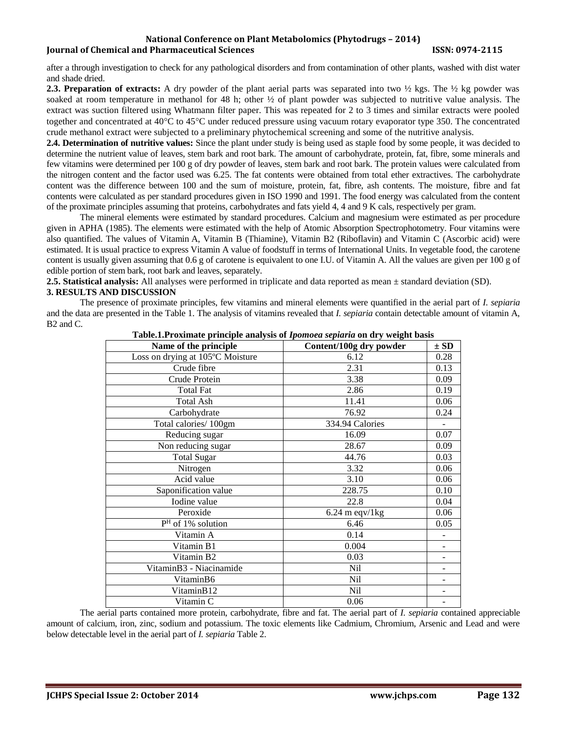after a through investigation to check for any pathological disorders and from contamination of other plants, washed with dist water and shade dried.

**2.3. Preparation of extracts:** A dry powder of the plant aerial parts was separated into two ½ kgs. The ½ kg powder was soaked at room temperature in methanol for 48 h; other ½ of plant powder was subjected to nutritive value analysis. The extract was suction filtered using Whatmann filter paper. This was repeated for 2 to 3 times and similar extracts were pooled together and concentrated at 40°C to 45°C under reduced pressure using vacuum rotary evaporator type 350. The concentrated crude methanol extract were subjected to a preliminary phytochemical screening and some of the nutritive analysis.

**2.4. Determination of nutritive values:** Since the plant under study is being used as staple food by some people, it was decided to determine the nutrient value of leaves, stem bark and root bark. The amount of carbohydrate, protein, fat, fibre, some minerals and few vitamins were determined per 100 g of dry powder of leaves, stem bark and root bark. The protein values were calculated from the nitrogen content and the factor used was 6.25. The fat contents were obtained from total ether extractives. The carbohydrate content was the difference between 100 and the sum of moisture, protein, fat, fibre, ash contents. The moisture, fibre and fat contents were calculated as per standard procedures given in ISO 1990 and 1991. The food energy was calculated from the content of the proximate principles assuming that proteins, carbohydrates and fats yield 4, 4 and 9 K cals, respectively per gram.

The mineral elements were estimated by standard procedures. Calcium and magnesium were estimated as per procedure given in APHA (1985). The elements were estimated with the help of Atomic Absorption Spectrophotometry. Four vitamins were also quantified. The values of Vitamin A, Vitamin B (Thiamine), Vitamin B2 (Riboflavin) and Vitamin C (Ascorbic acid) were estimated. It is usual practice to express Vitamin A value of foodstuff in terms of International Units. In vegetable food, the carotene content is usually given assuming that 0.6 g of carotene is equivalent to one I.U. of Vitamin A. All the values are given per 100 g of edible portion of stem bark, root bark and leaves, separately.

**2.5. Statistical analysis:** All analyses were performed in triplicate and data reported as mean ± standard deviation (SD).

## 3. RESULTS AND DISCUSSION

The presence of proximate principles, few vitamins and mineral elements were quantified in the aerial part of *I. sepiaria* and the data are presented in the Table 1. The analysis of vitamins revealed that *I. sepiaria* contain detectable amount of vitamin A, B2 and C.

**Table.1.Proximate principle analysis of *Ipomoea sepiaria* on dry weight basis**

| Name of the principle | Content/100g dry powder | ± SD |
|---|---|---|
| Loss on drying at 105ºC Moisture | 6.12 | 0.28 |
| Crude fibre | 2.31 | 0.13 |
| Crude Protein | 3.38 | 0.09 |
| Total Fat | 2.86 | 0.19 |
| Total Ash | 11.41 | 0.06 |
| Carbohydrate | 76.92 | 0.24 |
| Total calories/ 100gm | 334.94 Calories | - |
| Reducing sugar | 16.09 | 0.07 |
| Non reducing sugar | 28.67 | 0.09 |
| Total Sugar | 44.76 | 0.03 |
| Nitrogen | 3.32 | 0.06 |
| Acid value | 3.10 | 0.06 |
| Saponification value | 228.75 | 0.10 |
| Iodine value | 22.8 | 0.04 |
| Peroxide | 6.24 m eqv/1kg | 0.06 |
| $P^H$ of 1% solution | 6.46 | 0.05 |
| Vitamin A | 0.14 | - |
| Vitamin B1 | 0.004 | - |
| Vitamin B2 | 0.03 | - |
| VitaminB3 - Niacinamide | Nil | - |
| VitaminB6 | Nil | - |
| VitaminB12 | Nil | - |
| Vitamin C | 0.06 | - |

The aerial parts contained more protein, carbohydrate, fibre and fat. The aerial part of *I. sepiaria* contained appreciable amount of calcium, iron, zinc, sodium and potassium. The toxic elements like Cadmium, Chromium, Arsenic and Lead and were below detectable level in the aerial part of *I. sepiaria* Table 2.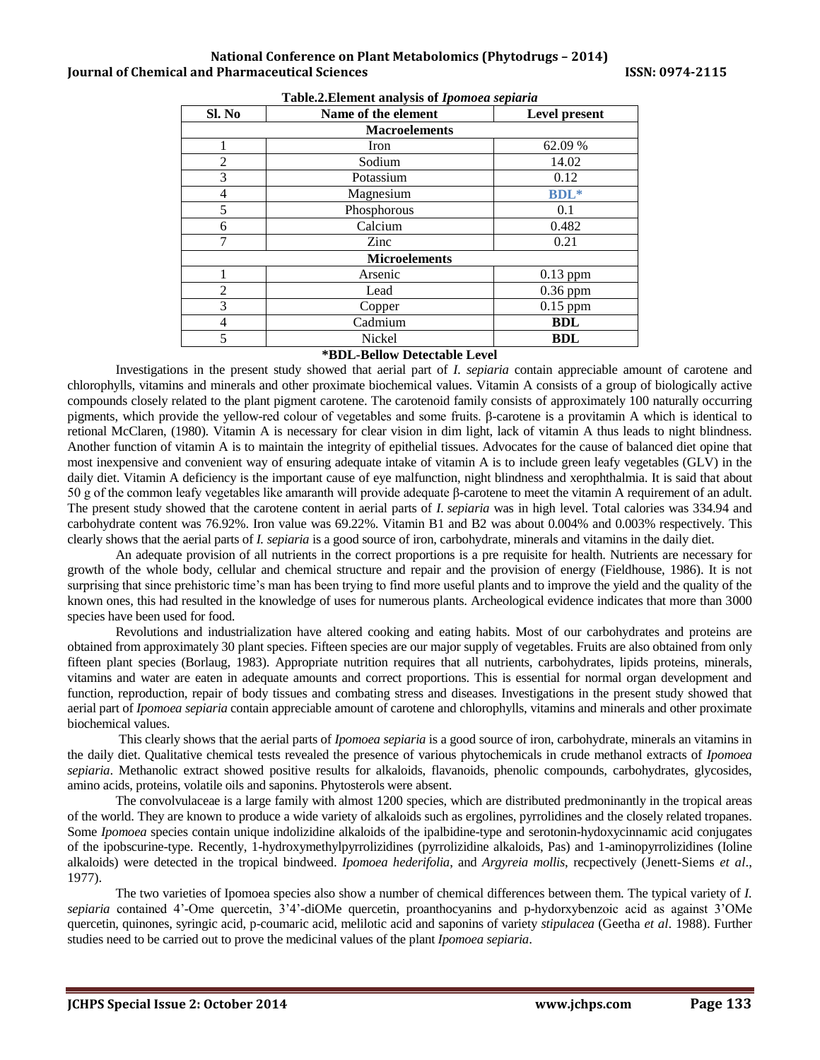**Table.2.Element analysis of *Ipomoea sepiaria***

| Sl. No | Name of the element | Level present |
|---|---|---|
| **Macroelements** | | |
| 1 | Iron | 62.09 % |
| 2 | Sodium | 14.02 |
| 3 | Potassium | 0.12 |
| 4 | Magnesium | **BDL*** |
| 5 | Phosphorous | 0.1 |
| 6 | Calcium | 0.482 |
| 7 | Zinc | 0.21 |
| **Microelements** | | |
| 1 | Arsenic | 0.13 ppm |
| 2 | Lead | 0.36 ppm |
| 3 | Copper | 0.15 ppm |
| 4 | Cadmium | **BDL** |
| 5 | Nickel | **BDL** |

**\*BDL-Bellow Detectable Level**

Investigations in the present study showed that aerial part of *I. sepiaria* contain appreciable amount of carotene and chlorophylls, vitamins and minerals and other proximate biochemical values. Vitamin A consists of a group of biologically active compounds closely related to the plant pigment carotene. The carotenoid family consists of approximately 100 naturally occurring pigments, which provide the yellow-red colour of vegetables and some fruits. β-carotene is a provitamin A which is identical to retional McClaren, (1980). Vitamin A is necessary for clear vision in dim light, lack of vitamin A thus leads to night blindness. Another function of vitamin A is to maintain the integrity of epithelial tissues. Advocates for the cause of balanced diet opine that most inexpensive and convenient way of ensuring adequate intake of vitamin A is to include green leafy vegetables (GLV) in the daily diet. Vitamin A deficiency is the important cause of eye malfunction, night blindness and xerophthalmia. It is said that about 50 g of the common leafy vegetables like amaranth will provide adequate β-carotene to meet the vitamin A requirement of an adult. The present study showed that the carotene content in aerial parts of *I. sepiaria* was in high level. Total calories was 334.94 and carbohydrate content was 76.92%. Iron value was 69.22%. Vitamin B1 and B2 was about 0.004% and 0.003% respectively. This clearly shows that the aerial parts of *I. sepiaria* is a good source of iron, carbohydrate, minerals and vitamins in the daily diet.

An adequate provision of all nutrients in the correct proportions is a pre requisite for health. Nutrients are necessary for growth of the whole body, cellular and chemical structure and repair and the provision of energy (Fieldhouse, 1986). It is not surprising that since prehistoric time's man has been trying to find more useful plants and to improve the yield and the quality of the known ones, this had resulted in the knowledge of uses for numerous plants. Archeological evidence indicates that more than 3000 species have been used for food.

Revolutions and industrialization have altered cooking and eating habits. Most of our carbohydrates and proteins are obtained from approximately 30 plant species. Fifteen species are our major supply of vegetables. Fruits are also obtained from only fifteen plant species (Borlaug, 1983). Appropriate nutrition requires that all nutrients, carbohydrates, lipids proteins, minerals, vitamins and water are eaten in adequate amounts and correct proportions. This is essential for normal organ development and function, reproduction, repair of body tissues and combating stress and diseases. Investigations in the present study showed that aerial part of *Ipomoea sepiaria* contain appreciable amount of carotene and chlorophylls, vitamins and minerals and other proximate biochemical values.

This clearly shows that the aerial parts of *Ipomoea sepiaria* is a good source of iron, carbohydrate, minerals an vitamins in the daily diet. Qualitative chemical tests revealed the presence of various phytochemicals in crude methanol extracts of *Ipomoea sepiaria*. Methanolic extract showed positive results for alkaloids, flavanoids, phenolic compounds, carbohydrates, glycosides, amino acids, proteins, volatile oils and saponins. Phytosterols were absent.

The convolvulaceae is a large family with almost 1200 species, which are distributed predmoninantly in the tropical areas of the world. They are known to produce a wide variety of alkaloids such as ergolines, pyrrolidines and the closely related tropanes. Some *Ipomoea* species contain unique indolizidine alkaloids of the ipalbidine-type and serotonin-hydoxycinnamic acid conjugates of the ipobscurine-type. Recently, 1-hydroxymethylpyrrolizidines (pyrrolizidine alkaloids, Pas) and 1-aminopyrrolizidines (Ioline alkaloids) were detected in the tropical bindweed. *Ipomoea hederifolia*, and *Argyreia mollis*, recpectively (Jenett-Siems *et al*., 1977).

The two varieties of Ipomoea species also show a number of chemical differences between them. The typical variety of *I. sepiaria* contained 4'-Ome quercetin, 3'4'-diOMe quercetin, proanthocyanins and p-hydorxybenzoic acid as against 3'OMe quercetin, quinones, syringic acid, p-coumaric acid, melilotic acid and saponins of variety *stipulacea* (Geetha *et al*. 1988). Further studies need to be carried out to prove the medicinal values of the plant *Ipomoea sepiaria*.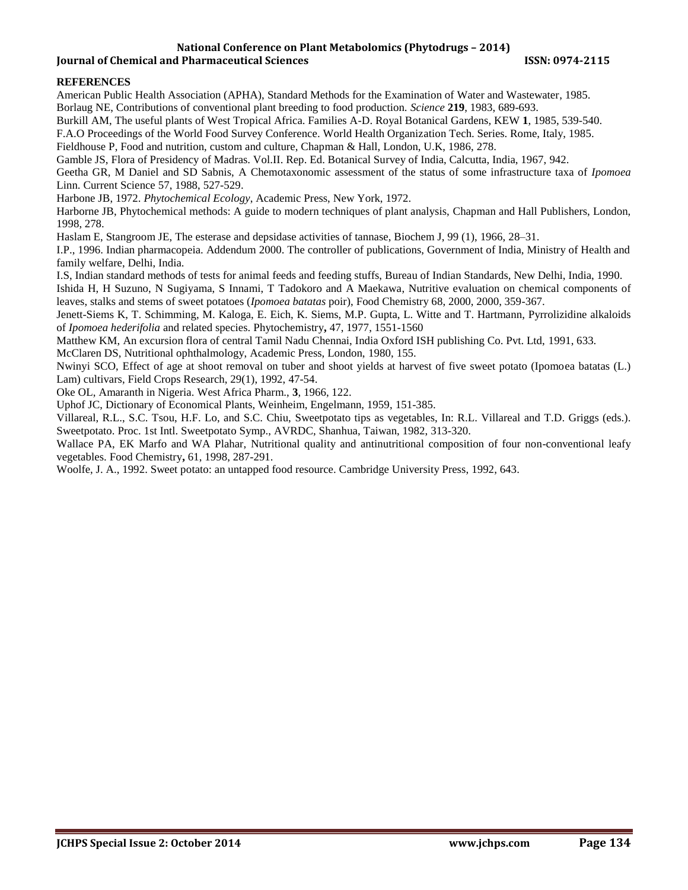**REFERENCES**

American Public Health Association (APHA), Standard Methods for the Examination of Water and Wastewater, 1985.

Borlaug NE, Contributions of conventional plant breeding to food production. *Science* **219**, 1983, 689-693.

Burkill AM, The useful plants of West Tropical Africa. Families A-D. Royal Botanical Gardens, KEW **1**, 1985, 539-540.

F.A.O Proceedings of the World Food Survey Conference. World Health Organization Tech. Series. Rome, Italy, 1985.

Fieldhouse P, Food and nutrition, custom and culture, Chapman & Hall, London, U.K, 1986, 278.

Gamble JS, Flora of Presidency of Madras. Vol.II. Rep. Ed. Botanical Survey of India, Calcutta, India, 1967, 942.

Geetha GR, M Daniel and SD Sabnis, A Chemotaxonomic assessment of the status of some infrastructure taxa of *Ipomoea* Linn. Current Science 57, 1988, 527-529.

Harbone JB, 1972. *Phytochemical Ecology*, Academic Press, New York, 1972.

Harborne JB, Phytochemical methods: A guide to modern techniques of plant analysis, Chapman and Hall Publishers, London, 1998, 278.

Haslam E, Stangroom JE, The esterase and depsidase activities of tannase, Biochem J, 99 (1), 1966, 28–31.

I.P., 1996. Indian pharmacopeia. Addendum 2000. The controller of publications, Government of India, Ministry of Health and family welfare, Delhi, India.

I.S, Indian standard methods of tests for animal feeds and feeding stuffs, Bureau of Indian Standards, New Delhi, India, 1990.

Ishida H, H Suzuno, N Sugiyama, S Innami, T Tadokoro and A Maekawa, Nutritive evaluation on chemical components of leaves, stalks and stems of sweet potatoes (*Ipomoea batatas* poir), Food Chemistry 68, 2000, 2000, 359-367.

Jenett-Siems K, T. Schimming, M. Kaloga, E. Eich, K. Siems, M.P. Gupta, L. Witte and T. Hartmann, Pyrrolizidine alkaloids of *Ipomoea hederifolia* and related species. Phytochemistry**,** 47, 1977, 1551-1560

Matthew KM, An excursion flora of central Tamil Nadu Chennai, India Oxford ISH publishing Co. Pvt. Ltd, 1991, 633.

McClaren DS, Nutritional ophthalmology, Academic Press, London, 1980, 155.

Nwinyi SCO, Effect of age at shoot removal on tuber and shoot yields at harvest of five sweet potato (Ipomoea batatas (L.) Lam) cultivars, Field Crops Research, 29(1), 1992, 47-54.

Oke OL, Amaranth in Nigeria. West Africa Pharm., **3**, 1966, 122.

Uphof JC, Dictionary of Economical Plants, Weinheim, Engelmann, 1959, 151-385.

Villareal, R.L., S.C. Tsou, H.F. Lo, and S.C. Chiu, Sweetpotato tips as vegetables, In: R.L. Villareal and T.D. Griggs (eds.). Sweetpotato. Proc. 1st Intl. Sweetpotato Symp., AVRDC, Shanhua, Taiwan, 1982, 313-320.

Wallace PA, EK Marfo and WA Plahar, Nutritional quality and antinutritional composition of four non-conventional leafy vegetables. Food Chemistry**,** 61, 1998, 287-291.

Woolfe, J. A., 1992. Sweet potato: an untapped food resource. Cambridge University Press, 1992, 643.